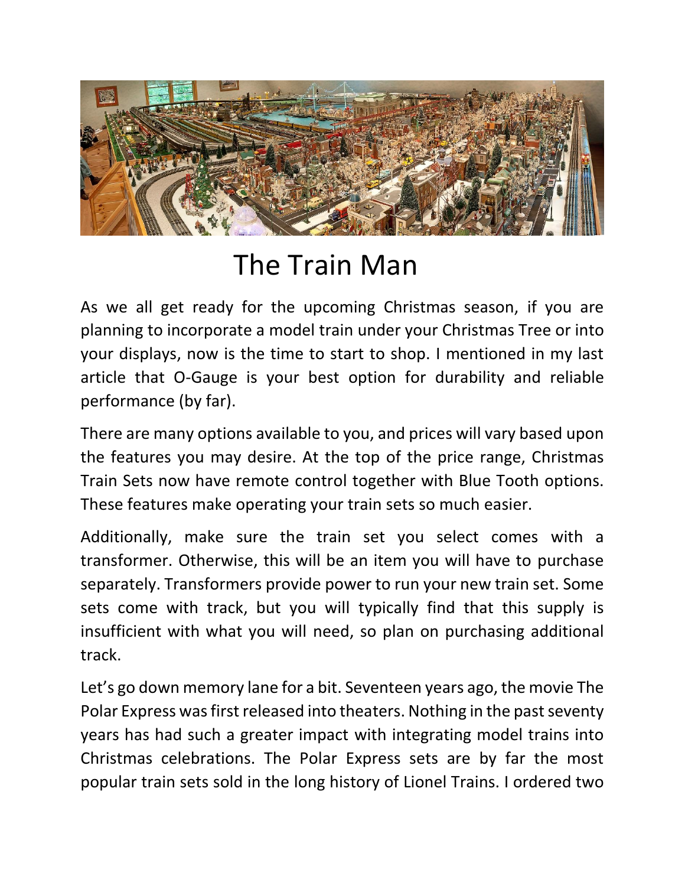# The Train Man

As we all get ready for the upcoming Christmas season, if you are planning to incorporate a model train under your Christmas Tree or into your displays, now is the time to start to shop. I mentioned in my last article that O-Gauge is your best option for durability and reliable performance (by far).

There are many options available to you, and prices will vary based upon the features you may desire. At the top of the price range, Christmas Train Sets now have remote control together with Blue Tooth options. These features make operating your train sets so much easier.

Additionally, make sure the train set you select comes with a transformer. Otherwise, this will be an item you will have to purchase separately. Transformers provide power to run your new train set. Some sets come with track, but you will typically find that this supply is insufficient with what you will need, so plan on purchasing additional track.

Let's go down memory lane for a bit. Seventeen years ago, the movie The Polar Express was first released into theaters. Nothing in the past seventy years has had such a greater impact with integrating model trains into Christmas celebrations. The Polar Express sets are by far the most popular train sets sold in the long history of Lionel Trains. I ordered two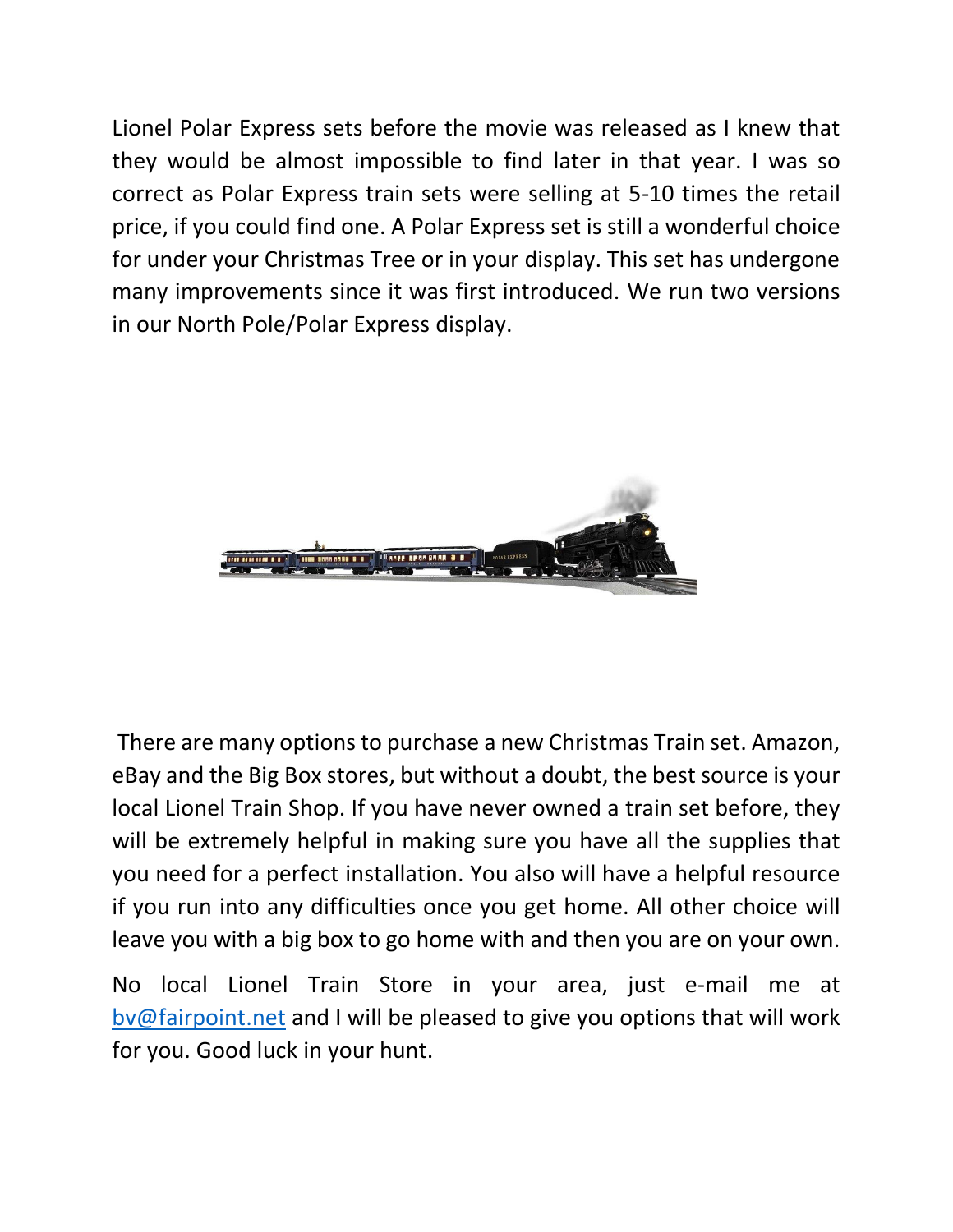Lionel Polar Express sets before the movie was released as I knew that they would be almost impossible to find later in that year. I was so correct as Polar Express train sets were selling at 5-10 times the retail price, if you could find one. A Polar Express set is still a wonderful choice for under your Christmas Tree or in your display. This set has undergone many improvements since it was first introduced. We run two versions in our North Pole/Polar Express display.

There are many options to purchase a new Christmas Train set. Amazon, eBay and the Big Box stores, but without a doubt, the best source is your local Lionel Train Shop. If you have never owned a train set before, they will be extremely helpful in making sure you have all the supplies that you need for a perfect installation. You also will have a helpful resource if you run into any difficulties once you get home. All other choice will leave you with a big box to go home with and then you are on your own.

No local Lionel Train Store in your area, just e-mail me at bv@fairpoint.net and I will be pleased to give you options that will work for you. Good luck in your hunt.